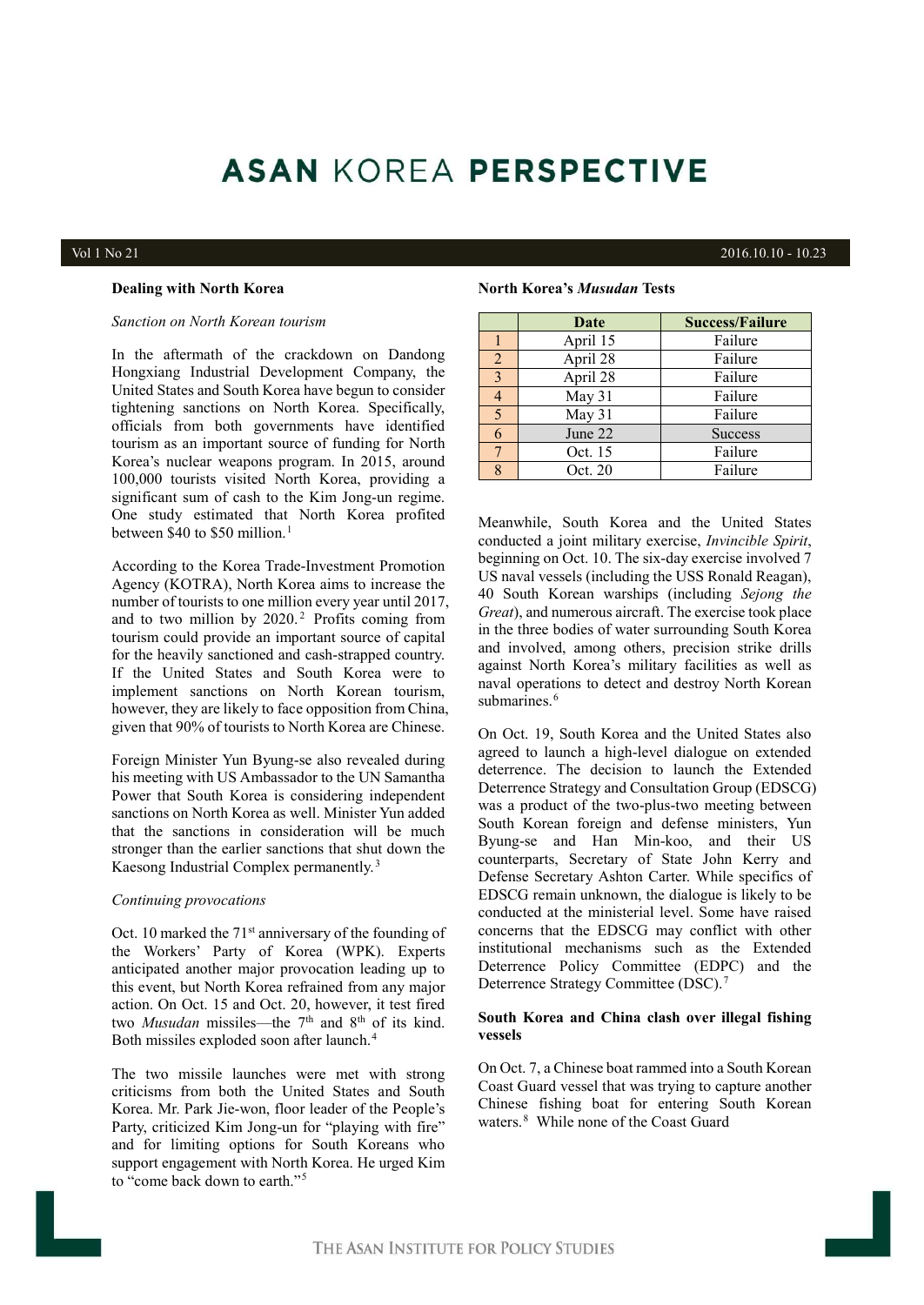# ASAN KOREA PERSPECTIVE

Vol 1 No 21 | 2016.10.10 - 10.23

## Dealing with North Korea

*Sanction on North Korean tourism*

In the aftermath of the crackdown on Dandong Hongxiang Industrial Development Company, the United States and South Korea have begun to consider tightening sanctions on North Korea. Specifically, officials from both governments have identified tourism as an important source of funding for North Korea's nuclear weapons program. In 2015, around 100,000 tourists visited North Korea, providing a significant sum of cash to the Kim Jong-un regime. One study estimated that North Korea profited between $40 to $50 million.[1]

According to the Korea Trade-Investment Promotion Agency (KOTRA), North Korea aims to increase the number of tourists to one million every year until 2017, and to two million by 2020.[2] Profits coming from tourism could provide an important source of capital for the heavily sanctioned and cash-strapped country. If the United States and South Korea were to implement sanctions on North Korean tourism, however, they are likely to face opposition from China, given that 90% of tourists to North Korea are Chinese.

Foreign Minister Yun Byung-se also revealed during his meeting with US Ambassador to the UN Samantha Power that South Korea is considering independent sanctions on North Korea as well. Minister Yun added that the sanctions in consideration will be much stronger than the earlier sanctions that shut down the Kaesong Industrial Complex permanently.[3]

*Continuing provocations*

Oct. 10 marked the 71st anniversary of the founding of the Workers' Party of Korea (WPK). Experts anticipated another major provocation leading up to this event, but North Korea refrained from any major action. On Oct. 15 and Oct. 20, however, it test fired two *Musudan* missiles—the 7th and 8th of its kind. Both missiles exploded soon after launch.[4]

The two missile launches were met with strong criticisms from both the United States and South Korea. Mr. Park Jie-won, floor leader of the People's Party, criticized Kim Jong-un for "playing with fire" and for limiting options for South Koreans who support engagement with North Korea. He urged Kim to "come back down to earth."[5]

**North Korea's *Musudan* Tests**

| | Date | Success/Failure |
|---|---|---|
| 1 | April 15 | Failure |
| 2 | April 28 | Failure |
| 3 | April 28 | Failure |
| 4 | May 31 | Failure |
| 5 | May 31 | Failure |
| 6 | June 22 | Success |
| 7 | Oct. 15 | Failure |
| 8 | Oct. 20 | Failure |

Meanwhile, South Korea and the United States conducted a joint military exercise, *Invincible Spirit*, beginning on Oct. 10. The six-day exercise involved 7 US naval vessels (including the USS Ronald Reagan), 40 South Korean warships (including *Sejong the Great*), and numerous aircraft. The exercise took place in the three bodies of water surrounding South Korea and involved, among others, precision strike drills against North Korea's military facilities as well as naval operations to detect and destroy North Korean submarines.[6]

On Oct. 19, South Korea and the United States also agreed to launch a high-level dialogue on extended deterrence. The decision to launch the Extended Deterrence Strategy and Consultation Group (EDSCG) was a product of the two-plus-two meeting between South Korean foreign and defense ministers, Yun Byung-se and Han Min-koo, and their US counterparts, Secretary of State John Kerry and Defense Secretary Ashton Carter. While specifics of EDSCG remain unknown, the dialogue is likely to be conducted at the ministerial level. Some have raised concerns that the EDSCG may conflict with other institutional mechanisms such as the Extended Deterrence Policy Committee (EDPC) and the Deterrence Strategy Committee (DSC).[7]

## South Korea and China clash over illegal fishing vessels

On Oct. 7, a Chinese boat rammed into a South Korean Coast Guard vessel that was trying to capture another Chinese fishing boat for entering South Korean waters.[8] While none of the Coast Guard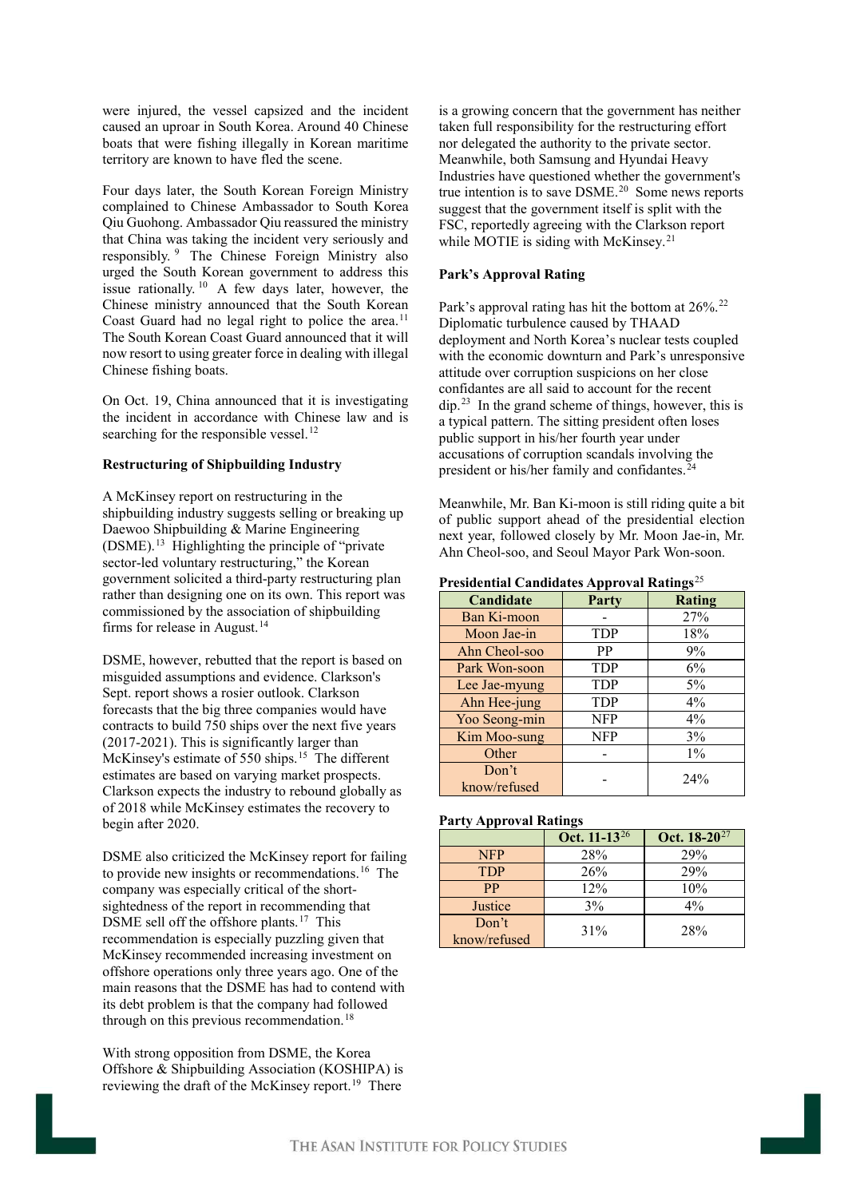were injured, the vessel capsized and the incident caused an uproar in South Korea. Around 40 Chinese boats that were fishing illegally in Korean maritime territory are known to have fled the scene.

Four days later, the South Korean Foreign Ministry complained to Chinese Ambassador to South Korea Qiu Guohong. Ambassador Qiu reassured the ministry that China was taking the incident very seriously and responsibly.[9] The Chinese Foreign Ministry also urged the South Korean government to address this issue rationally.[10] A few days later, however, the Chinese ministry announced that the South Korean Coast Guard had no legal right to police the area.[11] The South Korean Coast Guard announced that it will now resort to using greater force in dealing with illegal Chinese fishing boats.

On Oct. 19, China announced that it is investigating the incident in accordance with Chinese law and is searching for the responsible vessel.[12]

**Restructuring of Shipbuilding Industry**

A McKinsey report on restructuring in the shipbuilding industry suggests selling or breaking up Daewoo Shipbuilding & Marine Engineering (DSME).[13] Highlighting the principle of "private sector-led voluntary restructuring," the Korean government solicited a third-party restructuring plan rather than designing one on its own. This report was commissioned by the association of shipbuilding firms for release in August.[14]

DSME, however, rebutted that the report is based on misguided assumptions and evidence. Clarkson's Sept. report shows a rosier outlook. Clarkson forecasts that the big three companies would have contracts to build 750 ships over the next five years (2017-2021). This is significantly larger than McKinsey's estimate of 550 ships.[15] The different estimates are based on varying market prospects. Clarkson expects the industry to rebound globally as of 2018 while McKinsey estimates the recovery to begin after 2020.

DSME also criticized the McKinsey report for failing to provide new insights or recommendations.[16] The company was especially critical of the short-sightedness of the report in recommending that DSME sell off the offshore plants.[17] This recommendation is especially puzzling given that McKinsey recommended increasing investment on offshore operations only three years ago. One of the main reasons that the DSME has had to contend with its debt problem is that the company had followed through on this previous recommendation.[18]

With strong opposition from DSME, the Korea Offshore & Shipbuilding Association (KOSHIPA) is reviewing the draft of the McKinsey report.[19] There is a growing concern that the government has neither taken full responsibility for the restructuring effort nor delegated the authority to the private sector. Meanwhile, both Samsung and Hyundai Heavy Industries have questioned whether the government's true intention is to save DSME.[20] Some news reports suggest that the government itself is split with the FSC, reportedly agreeing with the Clarkson report while MOTIE is siding with McKinsey.[21]

**Park's Approval Rating**

Park's approval rating has hit the bottom at 26%.[22] Diplomatic turbulence caused by THAAD deployment and North Korea's nuclear tests coupled with the economic downturn and Park's unresponsive attitude over corruption suspicions on her close confidantes are all said to account for the recent dip.[23] In the grand scheme of things, however, this is a typical pattern. The sitting president often loses public support in his/her fourth year under accusations of corruption scandals involving the president or his/her family and confidantes.[24]

Meanwhile, Mr. Ban Ki-moon is still riding quite a bit of public support ahead of the presidential election next year, followed closely by Mr. Moon Jae-in, Mr. Ahn Cheol-soo, and Seoul Mayor Park Won-soon.

**Presidential Candidates Approval Ratings**[25]

| Candidate | Party | Rating |
|---|---|---|
| Ban Ki-moon | - | 27% |
| Moon Jae-in | TDP | 18% |
| Ahn Cheol-soo | PP | 9% |
| Park Won-soon | TDP | 6% |
| Lee Jae-myung | TDP | 5% |
| Ahn Hee-jung | TDP | 4% |
| Yoo Seong-min | NFP | 4% |
| Kim Moo-sung | NFP | 3% |
| Other | - | 1% |
| Don't know/refused | - | 24% |

**Party Approval Ratings**

| | Oct. 11-13[26] | Oct. 18-20[27] |
|---|---|---|
| NFP | 28% | 29% |
| TDP | 26% | 29% |
| PP | 12% | 10% |
| Justice | 3% | 4% |
| Don't know/refused | 31% | 28% |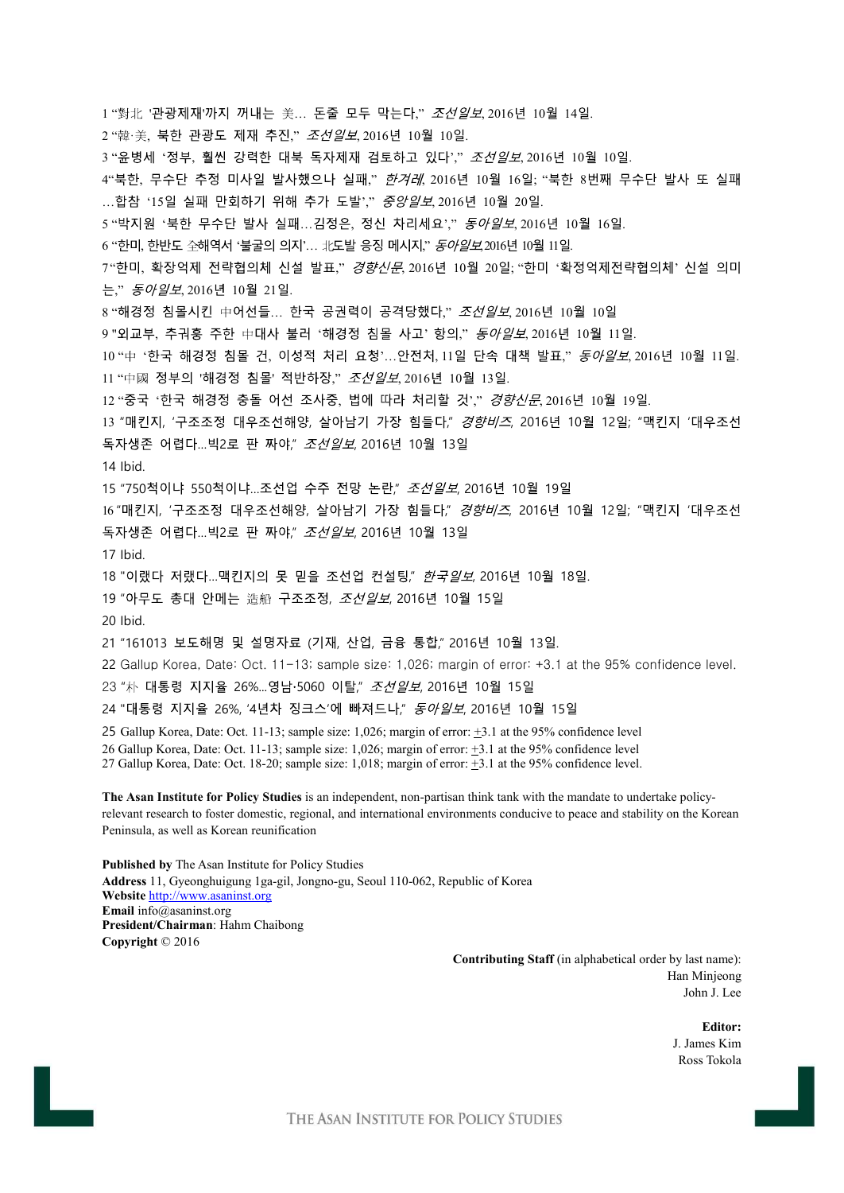1 "對北 '관광제재'까지 꺼내는 美… 돈줄 모두 막는다," *조선일보*, 2016년 10월 14일.

2 "韓·美, 북한 관광도 제재 추진," *조선일보*, 2016년 10월 10일.

3 "윤병세 '정부, 훨씬 강력한 대북 독자제재 검토하고 있다'," *조선일보*, 2016년 10월 10일.

4"북한, 무수단 추정 미사일 발사했으나 실패," *한겨레*, 2016년 10월 16일; "북한 8번째 무수단 발사 또 실패…합참 '15일 실패 만회하기 위해 추가 도발'," *중앙일보*, 2016년 10월 20일.

5 "박지원 '북한 무수단 발사 실패…김정은, 정신 차리세요'," *동아일보*, 2016년 10월 16일.

6 "한미, 한반도 全해역서 '불굴의 의지'… 北도발 응징 메시지," *동아일보* 2016년 10월 11일.

7"한미, 확장억제 전략협의체 신설 발표," *경향신문*, 2016년 10월 20일; "한미 '확정억제전략협의체' 신설 의미는," *동아일보*, 2016년 10월 21일.

8 "해경정 침몰시킨 中어선들… 한국 공권력이 공격당했다," *조선일보*, 2016년 10월 10일

9 "외교부, 추궈홍 주한 中대사 불러 '해경정 침몰 사고' 항의," *동아일보*, 2016년 10월 11일.

10 "中 '한국 해경정 침몰 건, 이성적 처리 요청'…안전처, 11일 단속 대책 발표," *동아일보*, 2016년 10월 11일.

11 "中國 정부의 '해경정 침몰' 적반하장," *조선일보*, 2016년 10월 13일.

12 "중국 '한국 해경정 충돌 어선 조사중, 법에 따라 처리할 것'," *경향신문*, 2016년 10월 19일.

13 "매킨지, '구조조정 대우조선해양, 살아남기 가장 힘들다," *경향비즈*, 2016년 10월 12일; "맥킨지 '대우조선 독자생존 어렵다…빅2로 판 짜야," *조선일보*, 2016년 10월 13일

14 Ibid.

15 "750척이냐 550척이냐…조선업 수주 전망 논란," *조선일보*, 2016년 10월 19일

16 "매킨지, '구조조정 대우조선해양, 살아남기 가장 힘들다," *경향비즈*, 2016년 10월 12일; "맥킨지 '대우조선 독자생존 어렵다…빅2로 판 짜야," *조선일보*, 2016년 10월 13일

17 Ibid.

18 "이랬다 저랬다…맥킨지의 못 믿을 조선업 컨설팅," *한국일보*, 2016년 10월 18일.

19 "아무도 총대 안메는 造船 구조조정, *조선일보*, 2016년 10월 15일

20 Ibid.

21 "161013 보도해명 및 설명자료 (기재, 산업, 금융 통합," 2016년 10월 13일.

22 Gallup Korea, Date: Oct. 11-13; sample size: 1,026; margin of error: +3.1 at the 95% confidence level.

23 "朴 대통령 지지율 26%…영남·5060 이탈," *조선일보*, 2016년 10월 15일

24 "대통령 지지율 26%, '4년차 징크스'에 빠져드나," *동아일보*, 2016년 10월 15일

25 Gallup Korea, Date: Oct. 11-13; sample size: 1,026; margin of error: ±3.1 at the 95% confidence level

26 Gallup Korea, Date: Oct. 11-13; sample size: 1,026; margin of error: ±3.1 at the 95% confidence level

27 Gallup Korea, Date: Oct. 18-20; sample size: 1,018; margin of error: ±3.1 at the 95% confidence level.

**The Asan Institute for Policy Studies** is an independent, non-partisan think tank with the mandate to undertake policy-relevant research to foster domestic, regional, and international environments conducive to peace and stability on the Korean Peninsula, as well as Korean reunification

**Published by** The Asan Institute for Policy Studies
**Address** 11, Gyeonghuigung 1ga-gil, Jongno-gu, Seoul 110-062, Republic of Korea
**Website** http://www.asaninst.org
**Email** info@asaninst.org
**President/Chairman**: Hahm Chaibong
**Copyright** © 2016

**Contributing Staff** (in alphabetical order by last name):
Han Minjeong
John J. Lee

**Editor:**
J. James Kim
Ross Tokola